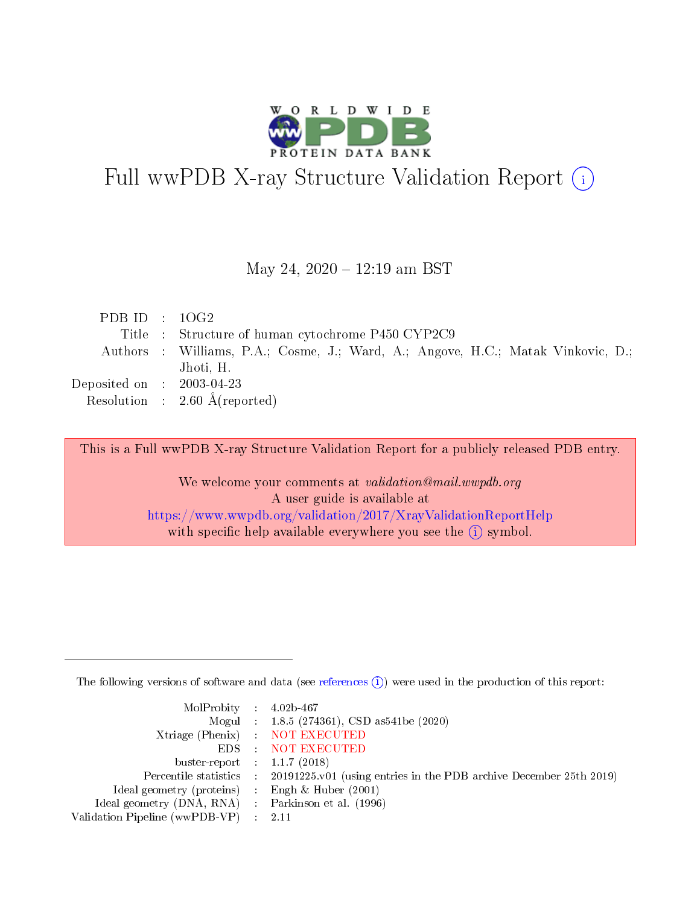# Full wwPDB X-ray Structure Validation Report (i)

May 24, 2020 – 12:19 am BST

| | | |
|---|---|---|
| PDB ID | : | 1OG2 |
| Title | : | Structure of human cytochrome P450 CYP2C9 |
| Authors | : | Williams, P.A.; Cosme, J.; Ward, A.; Angove, H.C.; Matak Vinkovic, D.; Jhoti, H. |
| Deposited on | : | 2003-04-23 |
| Resolution | : | 2.60 Å(reported) |

This is a Full wwPDB X-ray Structure Validation Report for a publicly released PDB entry.

We welcome your comments at *validation@mail.wwpdb.org*
A user guide is available at
https://www.wwpdb.org/validation/2017/XrayValidationReportHelp
with specific help available everywhere you see the (i) symbol.

---

The following versions of software and data (see references (i)) were used in the production of this report:

| | | |
|---|---|---|
| MolProbity | : | 4.02b-467 |
| Mogul | : | 1.8.5 (274361), CSD as541be (2020) |
| Xtriage (Phenix) | : | NOT EXECUTED |
| EDS | : | NOT EXECUTED |
| buster-report | : | 1.1.7 (2018) |
| Percentile statistics | : | 20191225.v01 (using entries in the PDB archive December 25th 2019) |
| Ideal geometry (proteins) | : | Engh & Huber (2001) |
| Ideal geometry (DNA, RNA) | : | Parkinson et al. (1996) |
| Validation Pipeline (wwPDB-VP) | : | 2.11 |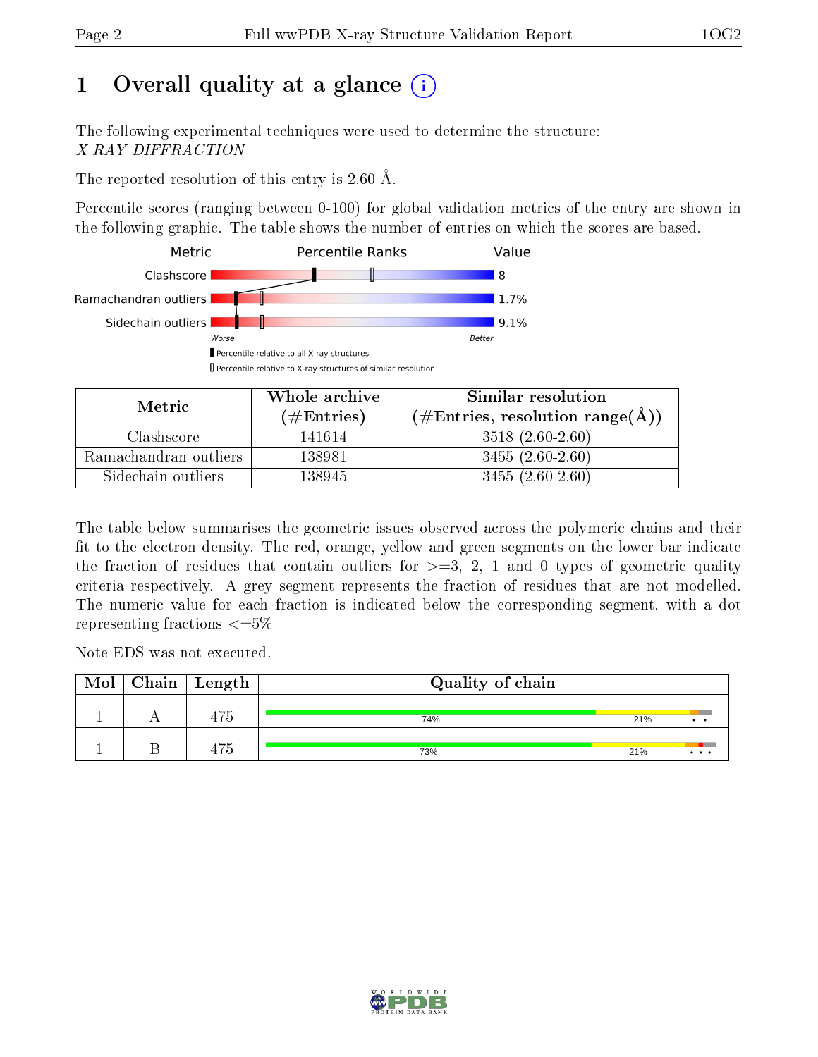# 1 Overall quality at a glance

The following experimental techniques were used to determine the structure:
*X-RAY DIFFRACTION*

The reported resolution of this entry is 2.60 Å.

Percentile scores (ranging between 0-100) for global validation metrics of the entry are shown in the following graphic. The table shows the number of entries on which the scores are based.

| Metric | Value |
|---|---|
| Clashscore | 8 |
| Ramachandran outliers | 1.7% |
| Sidechain outliers | 9.1% |

| Metric | Whole archive (#Entries) | Similar resolution (#Entries, resolution range(Å)) |
|---|---|---|
| Clashscore | 141614 | 3518 (2.60-2.60) |
| Ramachandran outliers | 138981 | 3455 (2.60-2.60) |
| Sidechain outliers | 138945 | 3455 (2.60-2.60) |

The table below summarises the geometric issues observed across the polymeric chains and their fit to the electron density. The red, orange, yellow and green segments on the lower bar indicate the fraction of residues that contain outliers for >=3, 2, 1 and 0 types of geometric quality criteria respectively. A grey segment represents the fraction of residues that are not modelled. The numeric value for each fraction is indicated below the corresponding segment, with a dot representing fractions <=5%

Note EDS was not executed.

| Mol | Chain | Length | Quality of chain |
|---|---|---|---|
| 1 | A | 475 | 74% 21% • • |
| 1 | B | 475 | 73% 21% • • • |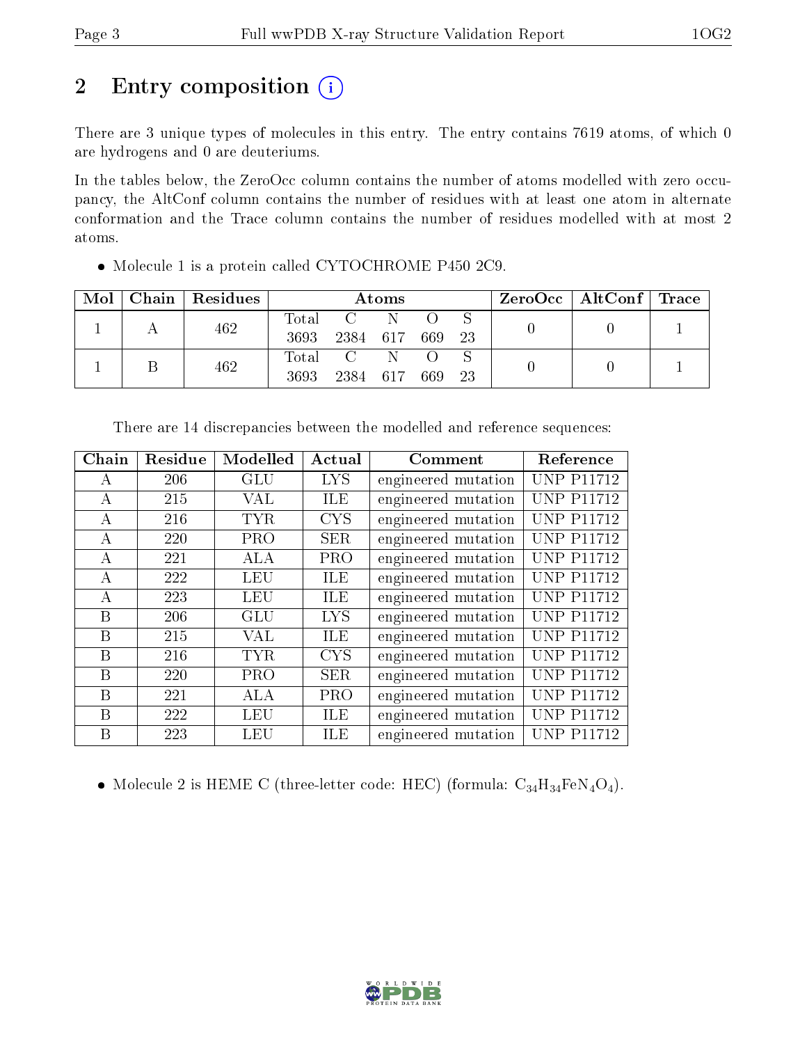# 2 Entry composition

There are 3 unique types of molecules in this entry. The entry contains 7619 atoms, of which 0 are hydrogens and 0 are deuteriums.

In the tables below, the ZeroOcc column contains the number of atoms modelled with zero occupancy, the AltConf column contains the number of residues with at least one atom in alternate conformation and the Trace column contains the number of residues modelled with at most 2 atoms.

- Molecule 1 is a protein called CYTOCHROME P450 2C9.

| Mol | Chain | Residues | Atoms | | | | | ZeroOcc | AltConf | Trace |
|---|---|---|---|---|---|---|---|---|---|---|
| 1 | A | 462 | Total<br>3693 | C<br>2384 | N<br>617 | O<br>669 | S<br>23 | 0 | 0 | 1 |
| 1 | B | 462 | Total<br>3693 | C<br>2384 | N<br>617 | O<br>669 | S<br>23 | 0 | 0 | 1 |

There are 14 discrepancies between the modelled and reference sequences:

| Chain | Residue | Modelled | Actual | Comment | Reference |
|---|---|---|---|---|---|
| A | 206 | GLU | LYS | engineered mutation | UNP P11712 |
| A | 215 | VAL | ILE | engineered mutation | UNP P11712 |
| A | 216 | TYR | CYS | engineered mutation | UNP P11712 |
| A | 220 | PRO | SER | engineered mutation | UNP P11712 |
| A | 221 | ALA | PRO | engineered mutation | UNP P11712 |
| A | 222 | LEU | ILE | engineered mutation | UNP P11712 |
| A | 223 | LEU | ILE | engineered mutation | UNP P11712 |
| B | 206 | GLU | LYS | engineered mutation | UNP P11712 |
| B | 215 | VAL | ILE | engineered mutation | UNP P11712 |
| B | 216 | TYR | CYS | engineered mutation | UNP P11712 |
| B | 220 | PRO | SER | engineered mutation | UNP P11712 |
| B | 221 | ALA | PRO | engineered mutation | UNP P11712 |
| B | 222 | LEU | ILE | engineered mutation | UNP P11712 |
| B | 223 | LEU | ILE | engineered mutation | UNP P11712 |

- Molecule 2 is HEME C (three-letter code: HEC) (formula: $C_{34}H_{34}FeN_4O_4$).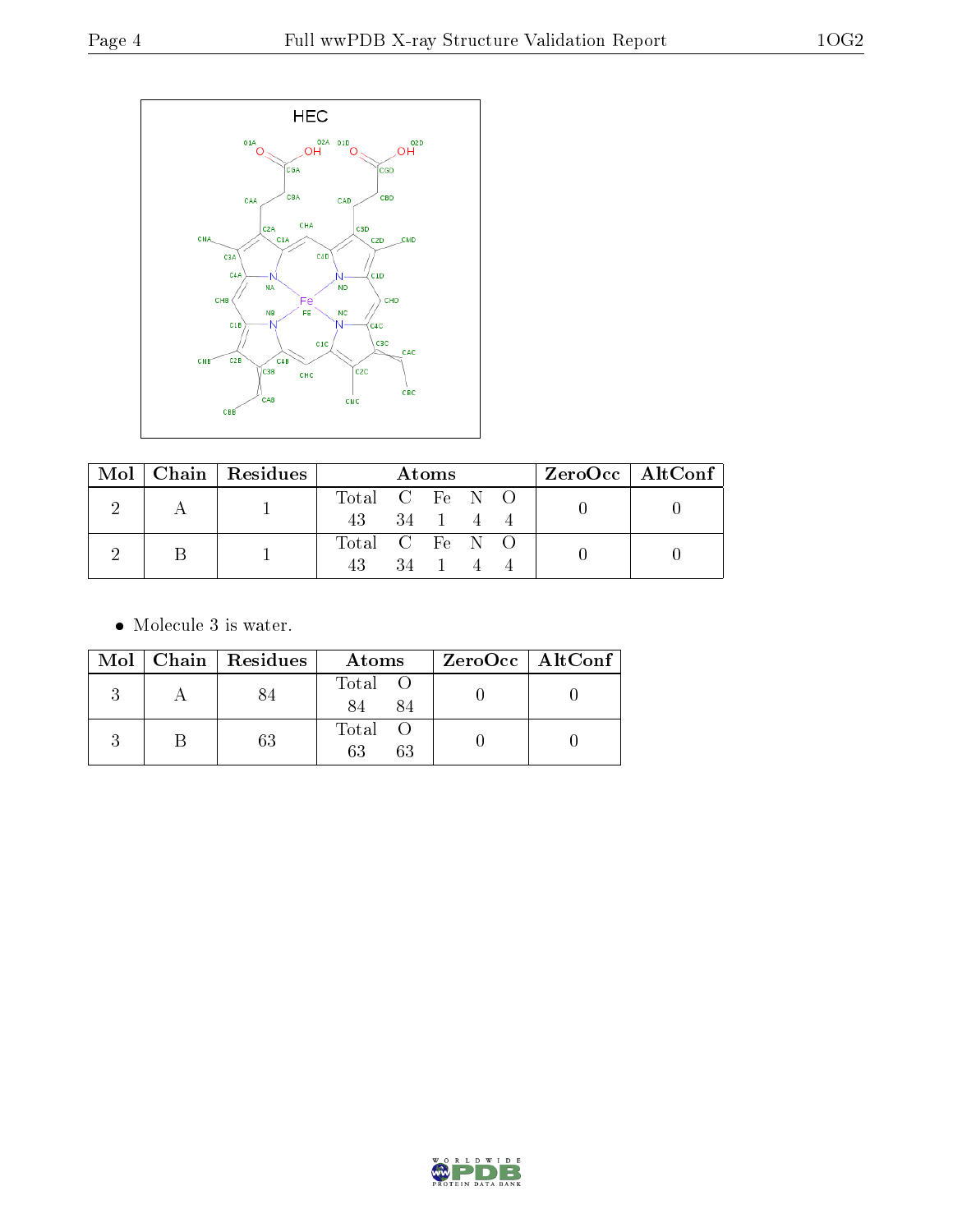HEC

| Mol | Chain | Residues | Atoms | | | | | ZeroOcc | AltConf |
|---|---|---|---|---|---|---|---|---|---|
| | | | Total | C | Fe | N | O | | |
| 2 | A | 1 | 43 | 34 | 1 | 4 | 4 | 0 | 0 |
| 2 | B | 1 | 43 | 34 | 1 | 4 | 4 | 0 | 0 |

- Molecule 3 is water.

| Mol | Chain | Residues | Atoms | | ZeroOcc | AltConf |
|---|---|---|---|---|---|---|
| | | | Total | O | | |
| 3 | A | 84 | 84 | 84 | 0 | 0 |
| 3 | B | 63 | 63 | 63 | 0 | 0 |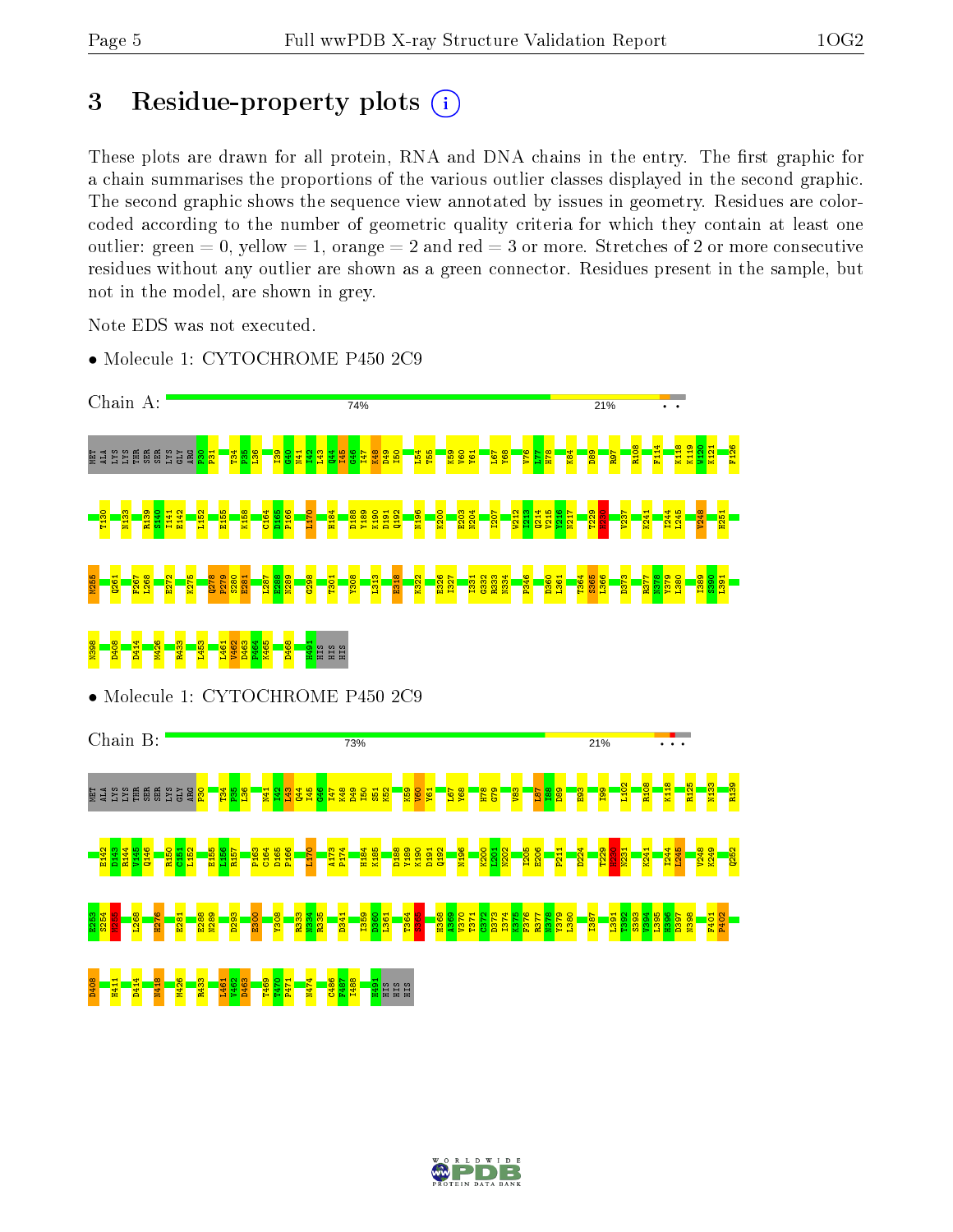# 3 Residue-property plots

These plots are drawn for all protein, RNA and DNA chains in the entry. The first graphic for a chain summarises the proportions of the various outlier classes displayed in the second graphic. The second graphic shows the sequence view annotated by issues in geometry. Residues are color-coded according to the number of geometric quality criteria for which they contain at least one outlier: green = 0, yellow = 1, orange = 2 and red = 3 or more. Stretches of 2 or more consecutive residues without any outlier are shown as a green connector. Residues present in the sample, but not in the model, are shown in grey.

Note EDS was not executed.

- Molecule 1: CYTOCHROME P450 2C9

Chain A: 74% 21% • •

MET ALA LYS LYS THR SER SER LYS GLY ARG P30 P31 T34 P35 L36 I39 G40 N41 L43 Q44 I45 G46 I47 K48 D49 I50 L54 T55 K59 V60 Y61 L67 Y68 V76 L77 H78 K84 D89 R97 R108 F114 K118 K119 W120 K121 F126 T130 N133 R139 S140 I141 E142 L152 E155 K158 C164 D165 P166 L170 H184 D188 Y189 K190 D191 Q192 N196 K200 E203 N204 I207 W212 I213 Q214 V215 Y216 N217 T229 H230 V237 K241 I244 L245 V248 H251 N255 Q261 F267 L268 E272 K275 Q278 P279 S280 E281 L287 E288 N289 G298 T301 Y308 L313 E318 K322 E326 I327 I331 G332 R333 N334 F346 D360 L361 T364 S365 L366 D373 R377 N378 Y379 L380 I389 S390 L391 N398 D408 D414 M426 R433 L453 L461 V462 D463 P464 K465 D468 H491 HIS HIS HIS

- Molecule 1: CYTOCHROME P450 2C9

Chain B: 73% 21% • • •

MET ALA LYS LYS THR SER SER LYS GLY ARG P30 T34 P35 L36 N41 I42 L43 Q44 I45 G46 I47 K48 D49 I50 S51 K52 K59 V60 Y61 L67 Y68 H78 G79 V83 I87 I88 D89 E93 I99 L102 R108 K118 R125 N133 R139 E142 D143 R144 V145 Q146 R150 C151 L152 E155 L156 R157 P163 C164 D165 P166 L170 A173 P174 H184 K185 D188 Y189 K190 D191 Q192 N196 K200 L201 N202 I205 E206 P211 D224 T229 H230 N231 K241 I244 L245 V248 K249 Q252 E253 S254 M255 L268 H276 E281 E288 N289 D293 E300 Y308 R323 N334 R335 D341 I359 D360 L361 T364 S365 H368 A369 V370 T371 C372 D373 I374 K375 F376 R377 N378 Y379 L380 I387 L391 T392 S393 V394 I395 E396 D397 N398 F401 P402 D408 H411 D414 N418 M426 R433 L461 V462 D463 T469 T470 P471 N474 C486 F487 I488 H491 HIS HIS HIS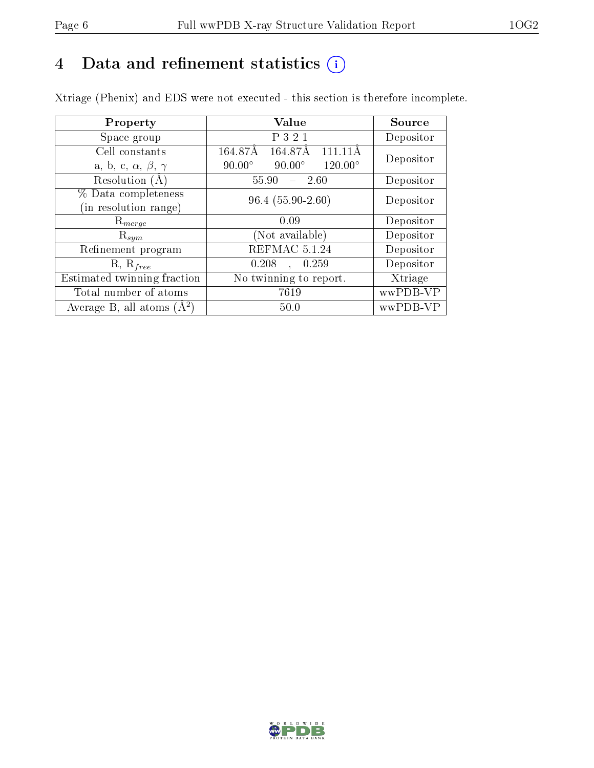# 4 Data and refinement statistics (i)

Xtriage (Phenix) and EDS were not executed - this section is therefore incomplete.

| Property | Value | Source |
|---|---|---|
| Space group | P 3 2 1 | Depositor |
| Cell constants<br>a, b, c, $\alpha$, $\beta$, $\gamma$ | 164.87Å 164.87Å 111.11Å<br>90.00° 90.00° 120.00° | Depositor |
| Resolution (Å) | 55.90 – 2.60 | Depositor |
| % Data completeness<br>(in resolution range) | 96.4 (55.90-2.60) | Depositor |
| $R_{merge}$ | 0.09 | Depositor |
| $R_{sym}$ | (Not available) | Depositor |
| Refinement program | REFMAC 5.1.24 | Depositor |
| R, $R_{free}$ | 0.208 , 0.259 | Depositor |
| Estimated twinning fraction | No twinning to report. | Xtriage |
| Total number of atoms | 7619 | wwPDB-VP |
| Average B, all atoms (Å$^2$) | 50.0 | wwPDB-VP |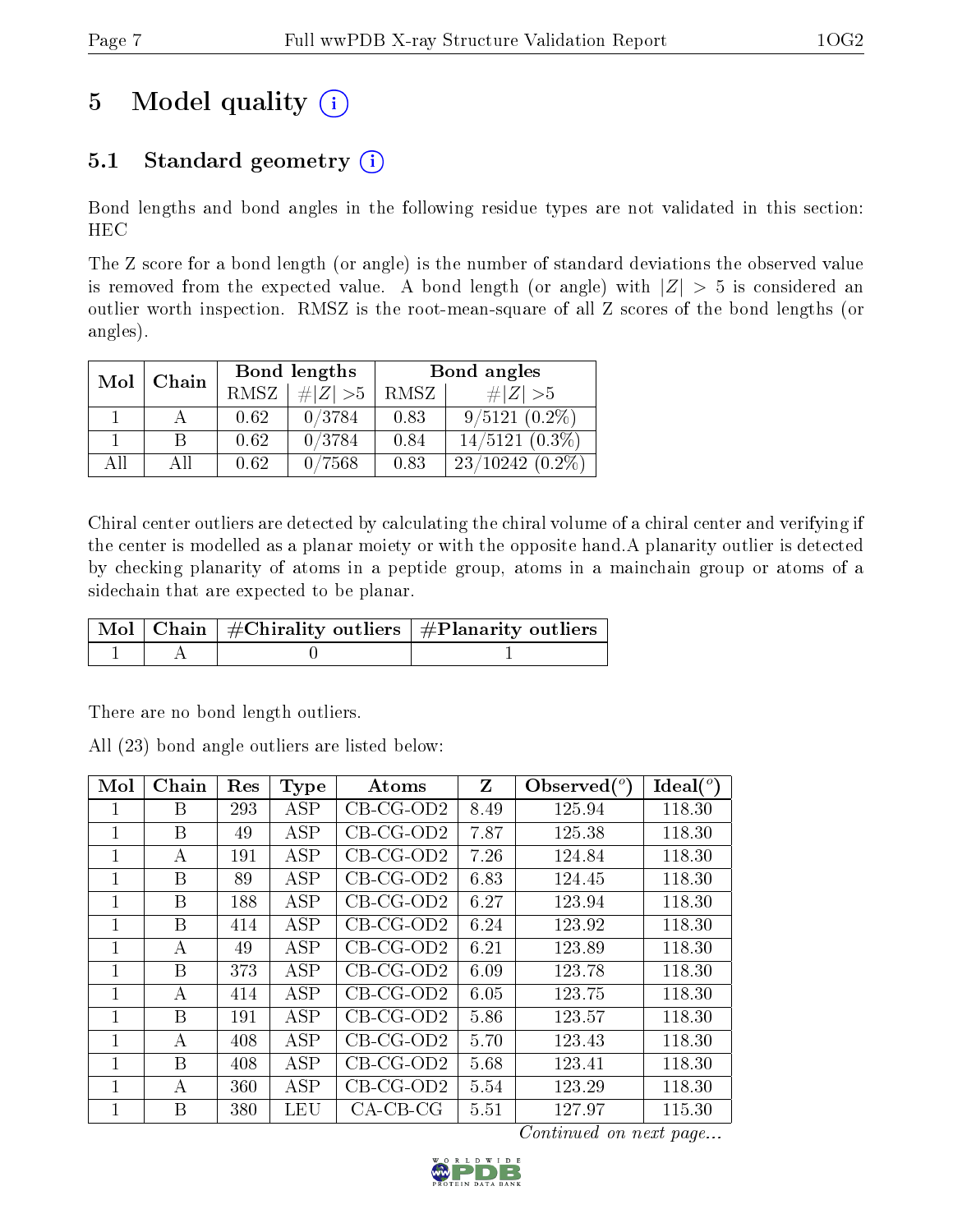# 5 Model quality (i)

## 5.1 Standard geometry (i)

Bond lengths and bond angles in the following residue types are not validated in this section: HEC

The Z score for a bond length (or angle) is the number of standard deviations the observed value is removed from the expected value. A bond length (or angle) with $|Z| > 5$ is considered an outlier worth inspection. RMSZ is the root-mean-square of all Z scores of the bond lengths (or angles).

| Mol | Chain | Bond lengths | | Bond angles | |
|---|---|---|---|---|---|
| | | RMSZ | $\#\|Z\| > 5$ | RMSZ | $\#\|Z\| > 5$ |
| 1 | A | 0.62 | 0/3784 | 0.83 | 9/5121 (0.2%) |
| 1 | B | 0.62 | 0/3784 | 0.84 | 14/5121 (0.3%) |
| All | All | 0.62 | 0/7568 | 0.83 | 23/10242 (0.2%) |

Chiral center outliers are detected by calculating the chiral volume of a chiral center and verifying if the center is modelled as a planar moiety or with the opposite hand.A planarity outlier is detected by checking planarity of atoms in a peptide group, atoms in a mainchain group or atoms of a sidechain that are expected to be planar.

| Mol | Chain | #Chirality outliers | #Planarity outliers |
|---|---|---|---|
| 1 | A | 0 | 1 |

There are no bond length outliers.

All (23) bond angle outliers are listed below:

| Mol | Chain | Res | Type | Atoms | Z | Observed(°) | Ideal(°) |
|---|---|---|---|---|---|---|---|
| 1 | B | 293 | ASP | CB-CG-OD2 | 8.49 | 125.94 | 118.30 |
| 1 | B | 49 | ASP | CB-CG-OD2 | 7.87 | 125.38 | 118.30 |
| 1 | A | 191 | ASP | CB-CG-OD2 | 7.26 | 124.84 | 118.30 |
| 1 | B | 89 | ASP | CB-CG-OD2 | 6.83 | 124.45 | 118.30 |
| 1 | B | 188 | ASP | CB-CG-OD2 | 6.27 | 123.94 | 118.30 |
| 1 | B | 414 | ASP | CB-CG-OD2 | 6.24 | 123.92 | 118.30 |
| 1 | A | 49 | ASP | CB-CG-OD2 | 6.21 | 123.89 | 118.30 |
| 1 | B | 373 | ASP | CB-CG-OD2 | 6.09 | 123.78 | 118.30 |
| 1 | A | 414 | ASP | CB-CG-OD2 | 6.05 | 123.75 | 118.30 |
| 1 | B | 191 | ASP | CB-CG-OD2 | 5.86 | 123.57 | 118.30 |
| 1 | A | 408 | ASP | CB-CG-OD2 | 5.70 | 123.43 | 118.30 |
| 1 | B | 408 | ASP | CB-CG-OD2 | 5.68 | 123.41 | 118.30 |
| 1 | A | 360 | ASP | CB-CG-OD2 | 5.54 | 123.29 | 118.30 |
| 1 | B | 380 | LEU | CA-CB-CG | 5.51 | 127.97 | 115.30 |

*Continued on next page...*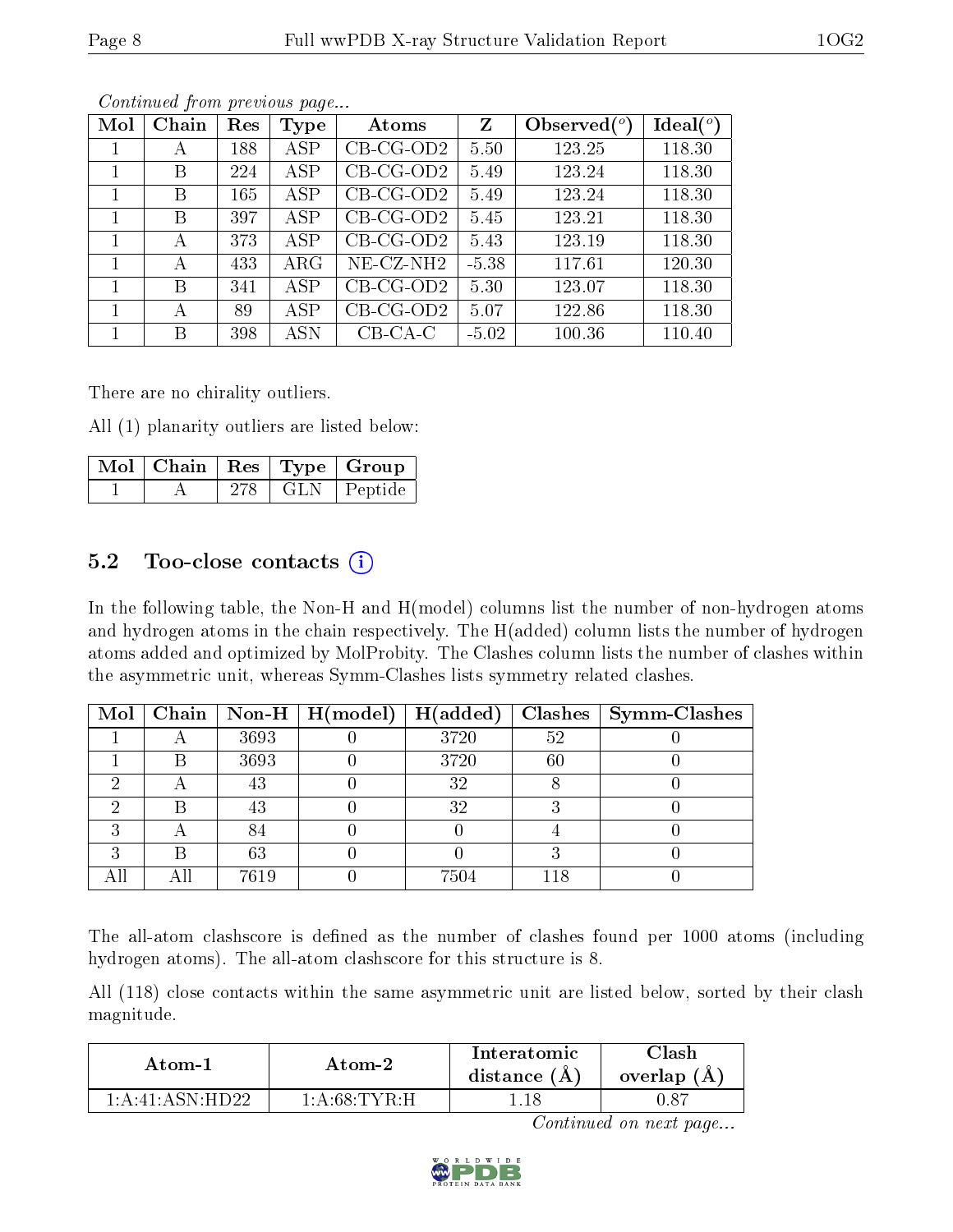*Continued from previous page...*

| Mol | Chain | Res | Type | Atoms | Z | Observed(°) | Ideal(°) |
|---|---|---|---|---|---|---|---|
| 1 | A | 188 | ASP | CB-CG-OD2 | 5.50 | 123.25 | 118.30 |
| 1 | B | 224 | ASP | CB-CG-OD2 | 5.49 | 123.24 | 118.30 |
| 1 | B | 165 | ASP | CB-CG-OD2 | 5.49 | 123.24 | 118.30 |
| 1 | B | 397 | ASP | CB-CG-OD2 | 5.45 | 123.21 | 118.30 |
| 1 | A | 373 | ASP | CB-CG-OD2 | 5.43 | 123.19 | 118.30 |
| 1 | A | 433 | ARG | NE-CZ-NH2 | -5.38 | 117.61 | 120.30 |
| 1 | B | 341 | ASP | CB-CG-OD2 | 5.30 | 123.07 | 118.30 |
| 1 | A | 89 | ASP | CB-CG-OD2 | 5.07 | 122.86 | 118.30 |
| 1 | B | 398 | ASN | CB-CA-C | -5.02 | 100.36 | 110.40 |

There are no chirality outliers.

All (1) planarity outliers are listed below:

| Mol | Chain | Res | Type | Group |
|---|---|---|---|---|
| 1 | A | 278 | GLN | Peptide |

## 5.2 Too-close contacts

In the following table, the Non-H and H(model) columns list the number of non-hydrogen atoms and hydrogen atoms in the chain respectively. The H(added) column lists the number of hydrogen atoms added and optimized by MolProbity. The Clashes column lists the number of clashes within the asymmetric unit, whereas Symm-Clashes lists symmetry related clashes.

| Mol | Chain | Non-H | H(model) | H(added) | Clashes | Symm-Clashes |
|---|---|---|---|---|---|---|
| 1 | A | 3693 | 0 | 3720 | 52 | 0 |
| 1 | B | 3693 | 0 | 3720 | 60 | 0 |
| 2 | A | 43 | 0 | 32 | 8 | 0 |
| 2 | B | 43 | 0 | 32 | 3 | 0 |
| 3 | A | 84 | 0 | 0 | 4 | 0 |
| 3 | B | 63 | 0 | 0 | 3 | 0 |
| All | All | 7619 | 0 | 7504 | 118 | 0 |

The all-atom clashscore is defined as the number of clashes found per 1000 atoms (including hydrogen atoms). The all-atom clashscore for this structure is 8.

All (118) close contacts within the same asymmetric unit are listed below, sorted by their clash magnitude.

| Atom-1 | Atom-2 | Interatomic distance (Å) | Clash overlap (Å) |
|---|---|---|---|
| 1:A:41:ASN:HD22 | 1:A:68:TYR:H | 1.18 | 0.87 |

*Continued on next page...*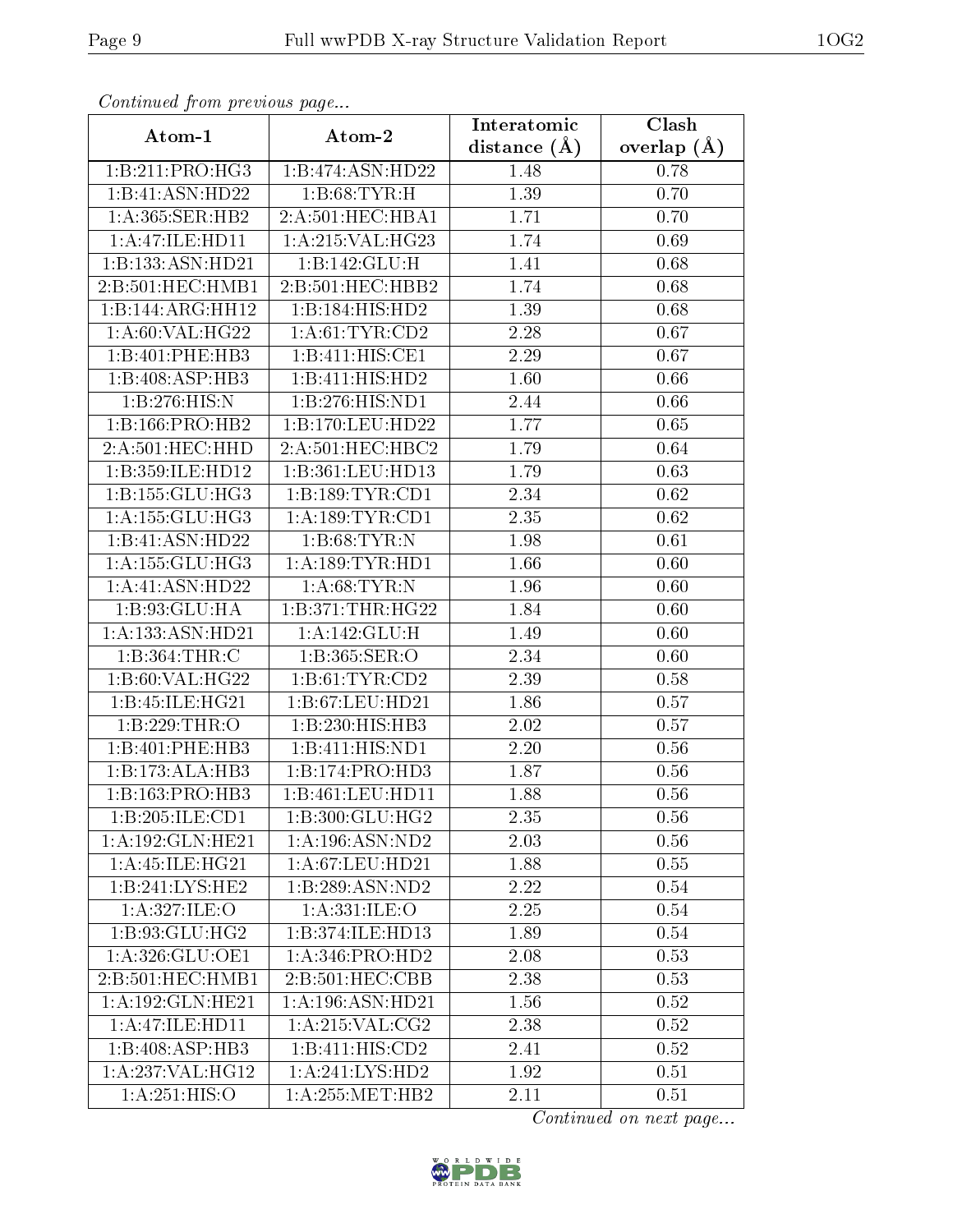*Continued from previous page...*

| Atom-1 | Atom-2 | Interatomic distance (Å) | Clash overlap (Å) |
|---|---|---|---|
| 1:B:211:PRO:HG3 | 1:B:474:ASN:HD22 | 1.48 | 0.78 |
| 1:B:41:ASN:HD22 | 1:B:68:TYR:H | 1.39 | 0.70 |
| 1:A:365:SER:HB2 | 2:A:501:HEC:HBA1 | 1.71 | 0.70 |
| 1:A:47:ILE:HD11 | 1:A:215:VAL:HG23 | 1.74 | 0.69 |
| 1:B:133:ASN:HD21 | 1:B:142:GLU:H | 1.41 | 0.68 |
| 2:B:501:HEC:HMB1 | 2:B:501:HEC:HBB2 | 1.74 | 0.68 |
| 1:B:144:ARG:HH12 | 1:B:184:HIS:HD2 | 1.39 | 0.68 |
| 1:A:60:VAL:HG22 | 1:A:61:TYR:CD2 | 2.28 | 0.67 |
| 1:B:401:PHE:HB3 | 1:B:411:HIS:CE1 | 2.29 | 0.67 |
| 1:B:408:ASP:HB3 | 1:B:411:HIS:HD2 | 1.60 | 0.66 |
| 1:B:276:HIS:N | 1:B:276:HIS:ND1 | 2.44 | 0.66 |
| 1:B:166:PRO:HB2 | 1:B:170:LEU:HD22 | 1.77 | 0.65 |
| 2:A:501:HEC:HHD | 2:A:501:HEC:HBC2 | 1.79 | 0.64 |
| 1:B:359:ILE:HD12 | 1:B:361:LEU:HD13 | 1.79 | 0.63 |
| 1:B:155:GLU:HG3 | 1:B:189:TYR:CD1 | 2.34 | 0.62 |
| 1:A:155:GLU:HG3 | 1:A:189:TYR:CD1 | 2.35 | 0.62 |
| 1:B:41:ASN:HD22 | 1:B:68:TYR:N | 1.98 | 0.61 |
| 1:A:155:GLU:HG3 | 1:A:189:TYR:HD1 | 1.66 | 0.60 |
| 1:A:41:ASN:HD22 | 1:A:68:TYR:N | 1.96 | 0.60 |
| 1:B:93:GLU:HA | 1:B:371:THR:HG22 | 1.84 | 0.60 |
| 1:A:133:ASN:HD21 | 1:A:142:GLU:H | 1.49 | 0.60 |
| 1:B:364:THR:C | 1:B:365:SER:O | 2.34 | 0.60 |
| 1:B:60:VAL:HG22 | 1:B:61:TYR:CD2 | 2.39 | 0.58 |
| 1:B:45:ILE:HG21 | 1:B:67:LEU:HD21 | 1.86 | 0.57 |
| 1:B:229:THR:O | 1:B:230:HIS:HB3 | 2.02 | 0.57 |
| 1:B:401:PHE:HB3 | 1:B:411:HIS:ND1 | 2.20 | 0.56 |
| 1:B:173:ALA:HB3 | 1:B:174:PRO:HD3 | 1.87 | 0.56 |
| 1:B:163:PRO:HB3 | 1:B:461:LEU:HD11 | 1.88 | 0.56 |
| 1:B:205:ILE:CD1 | 1:B:300:GLU:HG2 | 2.35 | 0.56 |
| 1:A:192:GLN:HE21 | 1:A:196:ASN:ND2 | 2.03 | 0.56 |
| 1:A:45:ILE:HG21 | 1:A:67:LEU:HD21 | 1.88 | 0.55 |
| 1:B:241:LYS:HE2 | 1:B:289:ASN:ND2 | 2.22 | 0.54 |
| 1:A:327:ILE:O | 1:A:331:ILE:O | 2.25 | 0.54 |
| 1:B:93:GLU:HG2 | 1:B:374:ILE:HD13 | 1.89 | 0.54 |
| 1:A:326:GLU:OE1 | 1:A:346:PRO:HD2 | 2.08 | 0.53 |
| 2:B:501:HEC:HMB1 | 2:B:501:HEC:CBB | 2.38 | 0.53 |
| 1:A:192:GLN:HE21 | 1:A:196:ASN:HD21 | 1.56 | 0.52 |
| 1:A:47:ILE:HD11 | 1:A:215:VAL:CG2 | 2.38 | 0.52 |
| 1:B:408:ASP:HB3 | 1:B:411:HIS:CD2 | 2.41 | 0.52 |
| 1:A:237:VAL:HG12 | 1:A:241:LYS:HD2 | 1.92 | 0.51 |
| 1:A:251:HIS:O | 1:A:255:MET:HB2 | 2.11 | 0.51 |

*Continued on next page...*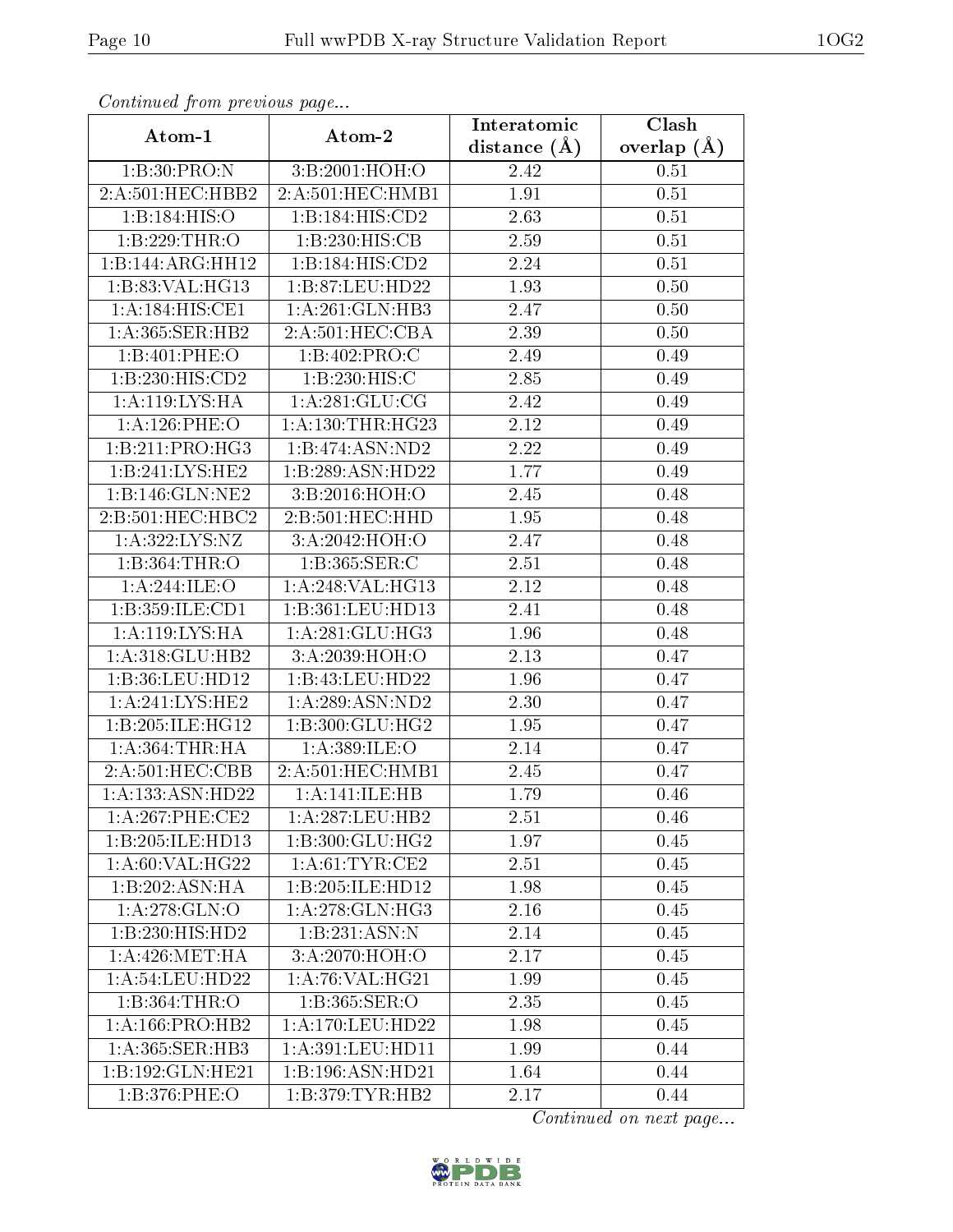*Continued from previous page...*

| Atom-1 | Atom-2 | Interatomic distance (Å) | Clash overlap (Å) |
|---|---|---|---|
| 1:B:30:PRO:N | 3:B:2001:HOH:O | 2.42 | 0.51 |
| 2:A:501:HEC:HBB2 | 2:A:501:HEC:HMB1 | 1.91 | 0.51 |
| 1:B:184:HIS:O | 1:B:184:HIS:CD2 | 2.63 | 0.51 |
| 1:B:229:THR:O | 1:B:230:HIS:CB | 2.59 | 0.51 |
| 1:B:144:ARG:HH12 | 1:B:184:HIS:CD2 | 2.24 | 0.51 |
| 1:B:83:VAL:HG13 | 1:B:87:LEU:HD22 | 1.93 | 0.50 |
| 1:A:184:HIS:CE1 | 1:A:261:GLN:HB3 | 2.47 | 0.50 |
| 1:A:365:SER:HB2 | 2:A:501:HEC:CBA | 2.39 | 0.50 |
| 1:B:401:PHE:O | 1:B:402:PRO:C | 2.49 | 0.49 |
| 1:B:230:HIS:CD2 | 1:B:230:HIS:C | 2.85 | 0.49 |
| 1:A:119:LYS:HA | 1:A:281:GLU:CG | 2.42 | 0.49 |
| 1:A:126:PHE:O | 1:A:130:THR:HG23 | 2.12 | 0.49 |
| 1:B:211:PRO:HG3 | 1:B:474:ASN:ND2 | 2.22 | 0.49 |
| 1:B:241:LYS:HE2 | 1:B:289:ASN:HD22 | 1.77 | 0.49 |
| 1:B:146:GLN:NE2 | 3:B:2016:HOH:O | 2.45 | 0.48 |
| 2:B:501:HEC:HBC2 | 2:B:501:HEC:HHD | 1.95 | 0.48 |
| 1:A:322:LYS:NZ | 3:A:2042:HOH:O | 2.47 | 0.48 |
| 1:B:364:THR:O | 1:B:365:SER:C | 2.51 | 0.48 |
| 1:A:244:ILE:O | 1:A:248:VAL:HG13 | 2.12 | 0.48 |
| 1:B:359:ILE:CD1 | 1:B:361:LEU:HD13 | 2.41 | 0.48 |
| 1:A:119:LYS:HA | 1:A:281:GLU:HG3 | 1.96 | 0.48 |
| 1:A:318:GLU:HB2 | 3:A:2039:HOH:O | 2.13 | 0.47 |
| 1:B:36:LEU:HD12 | 1:B:43:LEU:HD22 | 1.96 | 0.47 |
| 1:A:241:LYS:HE2 | 1:A:289:ASN:ND2 | 2.30 | 0.47 |
| 1:B:205:ILE:HG12 | 1:B:300:GLU:HG2 | 1.95 | 0.47 |
| 1:A:364:THR:HA | 1:A:389:ILE:O | 2.14 | 0.47 |
| 2:A:501:HEC:CBB | 2:A:501:HEC:HMB1 | 2.45 | 0.47 |
| 1:A:133:ASN:HD22 | 1:A:141:ILE:HB | 1.79 | 0.46 |
| 1:A:267:PHE:CE2 | 1:A:287:LEU:HB2 | 2.51 | 0.46 |
| 1:B:205:ILE:HD13 | 1:B:300:GLU:HG2 | 1.97 | 0.45 |
| 1:A:60:VAL:HG22 | 1:A:61:TYR:CE2 | 2.51 | 0.45 |
| 1:B:202:ASN:HA | 1:B:205:ILE:HD12 | 1.98 | 0.45 |
| 1:A:278:GLN:O | 1:A:278:GLN:HG3 | 2.16 | 0.45 |
| 1:B:230:HIS:HD2 | 1:B:231:ASN:N | 2.14 | 0.45 |
| 1:A:426:MET:HA | 3:A:2070:HOH:O | 2.17 | 0.45 |
| 1:A:54:LEU:HD22 | 1:A:76:VAL:HG21 | 1.99 | 0.45 |
| 1:B:364:THR:O | 1:B:365:SER:O | 2.35 | 0.45 |
| 1:A:166:PRO:HB2 | 1:A:170:LEU:HD22 | 1.98 | 0.45 |
| 1:A:365:SER:HB3 | 1:A:391:LEU:HD11 | 1.99 | 0.44 |
| 1:B:192:GLN:HE21 | 1:B:196:ASN:HD21 | 1.64 | 0.44 |
| 1:B:376:PHE:O | 1:B:379:TYR:HB2 | 2.17 | 0.44 |

*Continued on next page...*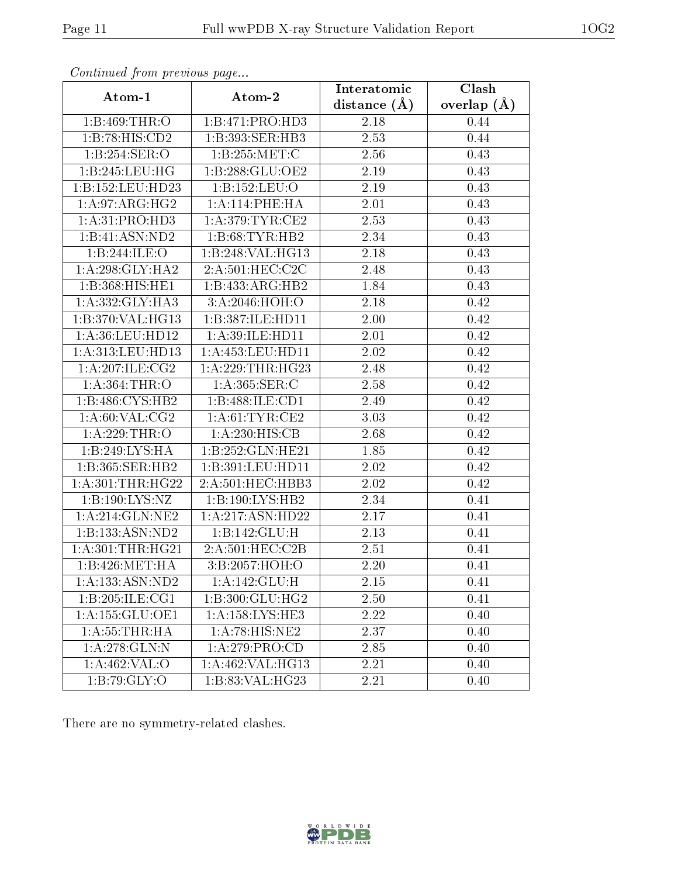*Continued from previous page...*

| Atom-1 | Atom-2 | Interatomic distance (Å) | Clash overlap (Å) |
|---|---|---|---|
| 1:B:469:THR:O | 1:B:471:PRO:HD3 | 2.18 | 0.44 |
| 1:B:78:HIS:CD2 | 1:B:393:SER:HB3 | 2.53 | 0.44 |
| 1:B:254:SER:O | 1:B:255:MET:C | 2.56 | 0.43 |
| 1:B:245:LEU:HG | 1:B:288:GLU:OE2 | 2.19 | 0.43 |
| 1:B:152:LEU:HD23 | 1:B:152:LEU:O | 2.19 | 0.43 |
| 1:A:97:ARG:HG2 | 1:A:114:PHE:HA | 2.01 | 0.43 |
| 1:A:31:PRO:HD3 | 1:A:379:TYR:CE2 | 2.53 | 0.43 |
| 1:B:41:ASN:ND2 | 1:B:68:TYR:HB2 | 2.34 | 0.43 |
| 1:B:244:ILE:O | 1:B:248:VAL:HG13 | 2.18 | 0.43 |
| 1:A:298:GLY:HA2 | 2:A:501:HEC:C2C | 2.48 | 0.43 |
| 1:B:368:HIS:HE1 | 1:B:433:ARG:HB2 | 1.84 | 0.43 |
| 1:A:332:GLY:HA3 | 3:A:2046:HOH:O | 2.18 | 0.42 |
| 1:B:370:VAL:HG13 | 1:B:387:ILE:HD11 | 2.00 | 0.42 |
| 1:A:36:LEU:HD12 | 1:A:39:ILE:HD11 | 2.01 | 0.42 |
| 1:A:313:LEU:HD13 | 1:A:453:LEU:HD11 | 2.02 | 0.42 |
| 1:A:207:ILE:CG2 | 1:A:229:THR:HG23 | 2.48 | 0.42 |
| 1:A:364:THR:O | 1:A:365:SER:C | 2.58 | 0.42 |
| 1:B:486:CYS:HB2 | 1:B:488:ILE:CD1 | 2.49 | 0.42 |
| 1:A:60:VAL:CG2 | 1:A:61:TYR:CE2 | 3.03 | 0.42 |
| 1:A:229:THR:O | 1:A:230:HIS:CB | 2.68 | 0.42 |
| 1:B:249:LYS:HA | 1:B:252:GLN:HE21 | 1.85 | 0.42 |
| 1:B:365:SER:HB2 | 1:B:391:LEU:HD11 | 2.02 | 0.42 |
| 1:A:301:THR:HG22 | 2:A:501:HEC:HBB3 | 2.02 | 0.42 |
| 1:B:190:LYS:NZ | 1:B:190:LYS:HB2 | 2.34 | 0.41 |
| 1:A:214:GLN:NE2 | 1:A:217:ASN:HD22 | 2.17 | 0.41 |
| 1:B:133:ASN:ND2 | 1:B:142:GLU:H | 2.13 | 0.41 |
| 1:A:301:THR:HG21 | 2:A:501:HEC:C2B | 2.51 | 0.41 |
| 1:B:426:MET:HA | 3:B:2057:HOH:O | 2.20 | 0.41 |
| 1:A:133:ASN:ND2 | 1:A:142:GLU:H | 2.15 | 0.41 |
| 1:B:205:ILE:CG1 | 1:B:300:GLU:HG2 | 2.50 | 0.41 |
| 1:A:155:GLU:OE1 | 1:A:158:LYS:HE3 | 2.22 | 0.40 |
| 1:A:55:THR:HA | 1:A:78:HIS:NE2 | 2.37 | 0.40 |
| 1:A:278:GLN:N | 1:A:279:PRO:CD | 2.85 | 0.40 |
| 1:A:462:VAL:O | 1:A:462:VAL:HG13 | 2.21 | 0.40 |
| 1:B:79:GLY:O | 1:B:83:VAL:HG23 | 2.21 | 0.40 |

There are no symmetry-related clashes.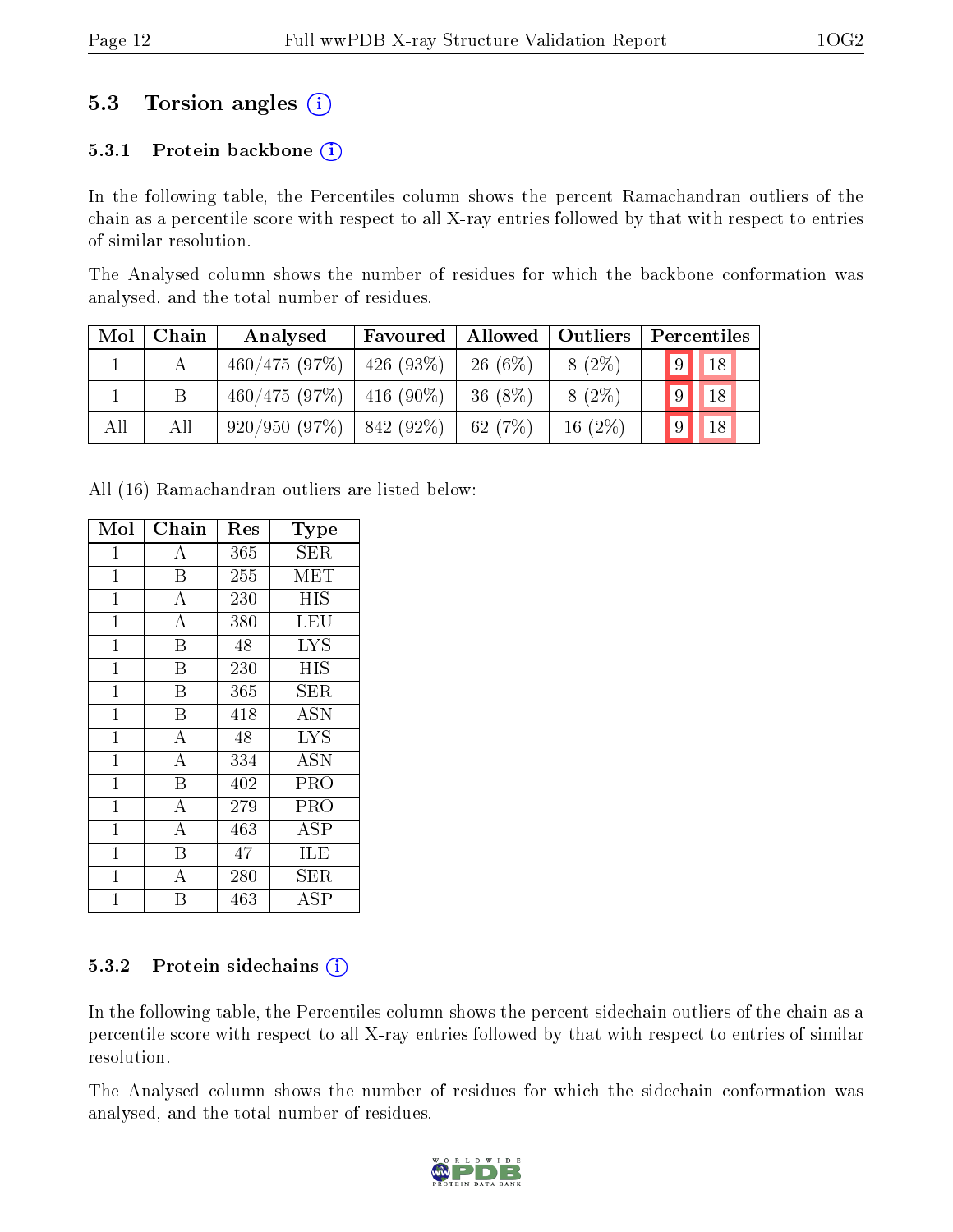## 5.3 Torsion angles (i)

### 5.3.1 Protein backbone (i)

In the following table, the Percentiles column shows the percent Ramachandran outliers of the chain as a percentile score with respect to all X-ray entries followed by that with respect to entries of similar resolution.

The Analysed column shows the number of residues for which the backbone conformation was analysed, and the total number of residues.

| Mol | Chain | Analysed | Favoured | Allowed | Outliers | Percentiles | |
|---|---|---|---|---|---|---|---|
| 1 | A | 460/475 (97%) | 426 (93%) | 26 (6%) | 8 (2%) | 9 | 18 |
| 1 | B | 460/475 (97%) | 416 (90%) | 36 (8%) | 8 (2%) | 9 | 18 |
| All | All | 920/950 (97%) | 842 (92%) | 62 (7%) | 16 (2%) | 9 | 18 |

All (16) Ramachandran outliers are listed below:

| Mol | Chain | Res | Type |
|---|---|---|---|
| 1 | A | 365 | SER |
| 1 | B | 255 | MET |
| 1 | A | 230 | HIS |
| 1 | A | 380 | LEU |
| 1 | B | 48 | LYS |
| 1 | B | 230 | HIS |
| 1 | B | 365 | SER |
| 1 | B | 418 | ASN |
| 1 | A | 48 | LYS |
| 1 | A | 334 | ASN |
| 1 | B | 402 | PRO |
| 1 | A | 279 | PRO |
| 1 | A | 463 | ASP |
| 1 | B | 47 | ILE |
| 1 | A | 280 | SER |
| 1 | B | 463 | ASP |

### 5.3.2 Protein sidechains (i)

In the following table, the Percentiles column shows the percent sidechain outliers of the chain as a percentile score with respect to all X-ray entries followed by that with respect to entries of similar resolution.

The Analysed column shows the number of residues for which the sidechain conformation was analysed, and the total number of residues.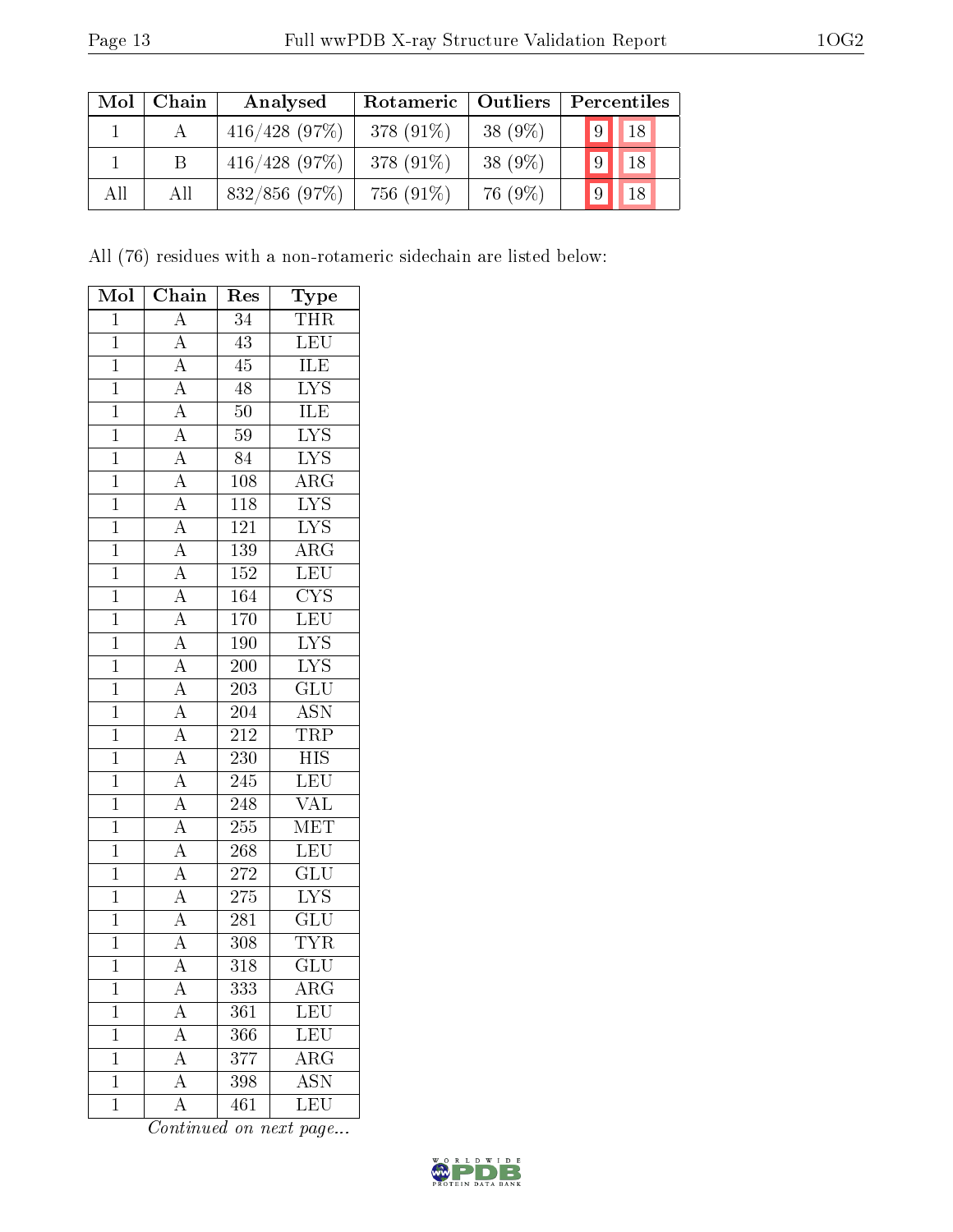| Mol | Chain | Analysed | Rotameric | Outliers | Percentiles | |
|---|---|---|---|---|---|---|
| 1 | A | 416/428 (97%) | 378 (91%) | 38 (9%) | 9 | 18 |
| 1 | B | 416/428 (97%) | 378 (91%) | 38 (9%) | 9 | 18 |
| All | All | 832/856 (97%) | 756 (91%) | 76 (9%) | 9 | 18 |

All (76) residues with a non-rotameric sidechain are listed below:

| Mol | Chain | Res | Type |
|---|---|---|---|
| 1 | A | 34 | THR |
| 1 | A | 43 | LEU |
| 1 | A | 45 | ILE |
| 1 | A | 48 | LYS |
| 1 | A | 50 | ILE |
| 1 | A | 59 | LYS |
| 1 | A | 84 | LYS |
| 1 | A | 108 | ARG |
| 1 | A | 118 | LYS |
| 1 | A | 121 | LYS |
| 1 | A | 139 | ARG |
| 1 | A | 152 | LEU |
| 1 | A | 164 | CYS |
| 1 | A | 170 | LEU |
| 1 | A | 190 | LYS |
| 1 | A | 200 | LYS |
| 1 | A | 203 | GLU |
| 1 | A | 204 | ASN |
| 1 | A | 212 | TRP |
| 1 | A | 230 | HIS |
| 1 | A | 245 | LEU |
| 1 | A | 248 | VAL |
| 1 | A | 255 | MET |
| 1 | A | 268 | LEU |
| 1 | A | 272 | GLU |
| 1 | A | 275 | LYS |
| 1 | A | 281 | GLU |
| 1 | A | 308 | TYR |
| 1 | A | 318 | GLU |
| 1 | A | 333 | ARG |
| 1 | A | 361 | LEU |
| 1 | A | 366 | LEU |
| 1 | A | 377 | ARG |
| 1 | A | 398 | ASN |
| 1 | A | 461 | LEU |

*Continued on next page...*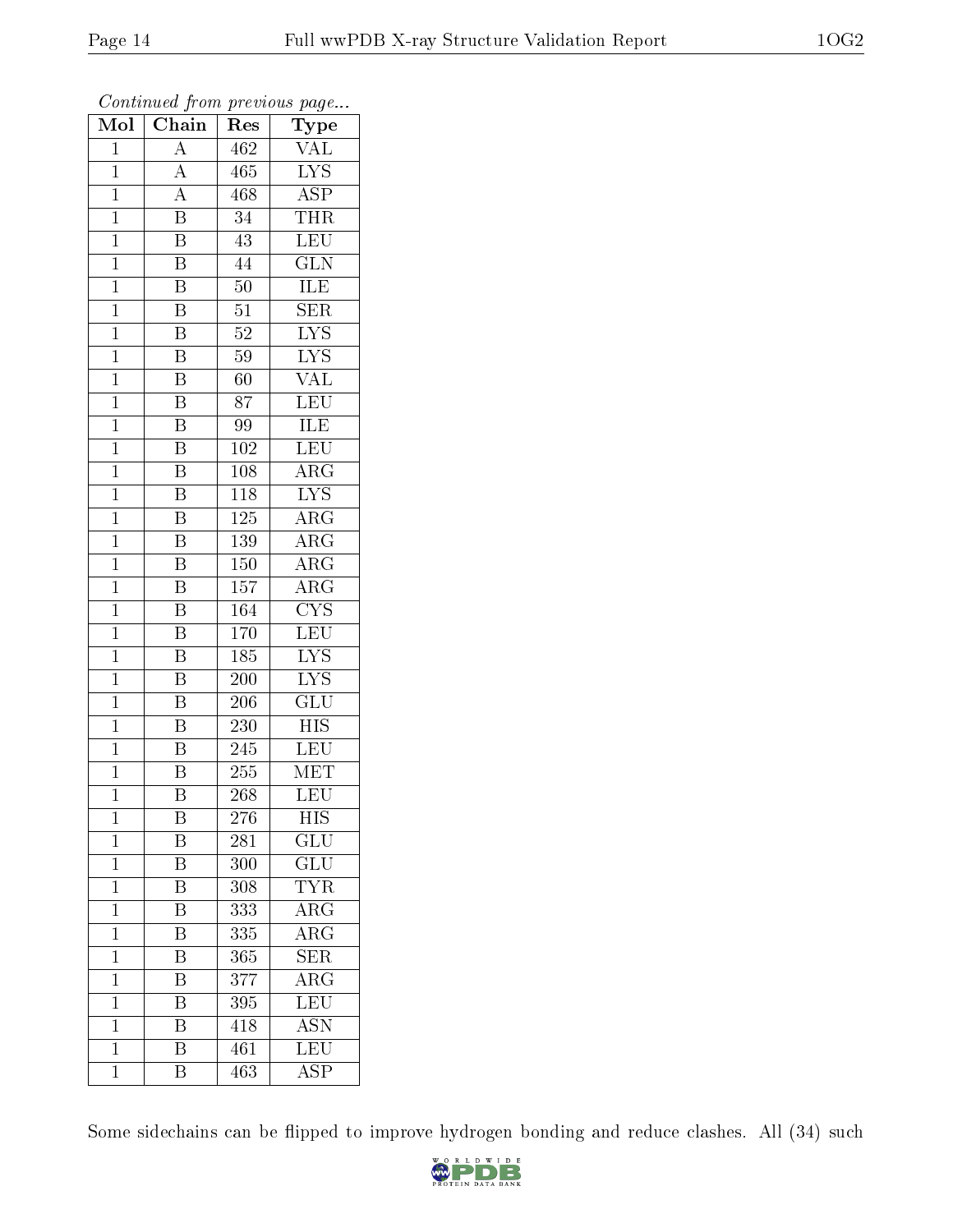*Continued from previous page...*

| Mol | Chain | Res | Type |
|---|---|---|---|
| 1 | A | 462 | VAL |
| 1 | A | 465 | LYS |
| 1 | A | 468 | ASP |
| 1 | B | 34 | THR |
| 1 | B | 43 | LEU |
| 1 | B | 44 | GLN |
| 1 | B | 50 | ILE |
| 1 | B | 51 | SER |
| 1 | B | 52 | LYS |
| 1 | B | 59 | LYS |
| 1 | B | 60 | VAL |
| 1 | B | 87 | LEU |
| 1 | B | 99 | ILE |
| 1 | B | 102 | LEU |
| 1 | B | 108 | ARG |
| 1 | B | 118 | LYS |
| 1 | B | 125 | ARG |
| 1 | B | 139 | ARG |
| 1 | B | 150 | ARG |
| 1 | B | 157 | ARG |
| 1 | B | 164 | CYS |
| 1 | B | 170 | LEU |
| 1 | B | 185 | LYS |
| 1 | B | 200 | LYS |
| 1 | B | 206 | GLU |
| 1 | B | 230 | HIS |
| 1 | B | 245 | LEU |
| 1 | B | 255 | MET |
| 1 | B | 268 | LEU |
| 1 | B | 276 | HIS |
| 1 | B | 281 | GLU |
| 1 | B | 300 | GLU |
| 1 | B | 308 | TYR |
| 1 | B | 333 | ARG |
| 1 | B | 335 | ARG |
| 1 | B | 365 | SER |
| 1 | B | 377 | ARG |
| 1 | B | 395 | LEU |
| 1 | B | 418 | ASN |
| 1 | B | 461 | LEU |
| 1 | B | 463 | ASP |

Some sidechains can be flipped to improve hydrogen bonding and reduce clashes. All (34) such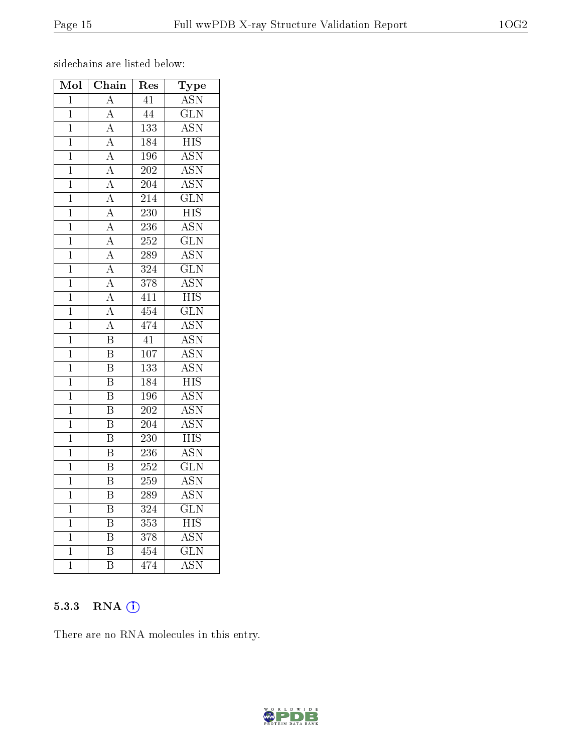sidechains are listed below:

| Mol | Chain | Res | Type |
| --- | --- | --- | --- |
| 1 | A | 41 | ASN |
| 1 | A | 44 | GLN |
| 1 | A | 133 | ASN |
| 1 | A | 184 | HIS |
| 1 | A | 196 | ASN |
| 1 | A | 202 | ASN |
| 1 | A | 204 | ASN |
| 1 | A | 214 | GLN |
| 1 | A | 230 | HIS |
| 1 | A | 236 | ASN |
| 1 | A | 252 | GLN |
| 1 | A | 289 | ASN |
| 1 | A | 324 | GLN |
| 1 | A | 378 | ASN |
| 1 | A | 411 | HIS |
| 1 | A | 454 | GLN |
| 1 | A | 474 | ASN |
| 1 | B | 41 | ASN |
| 1 | B | 107 | ASN |
| 1 | B | 133 | ASN |
| 1 | B | 184 | HIS |
| 1 | B | 196 | ASN |
| 1 | B | 202 | ASN |
| 1 | B | 204 | ASN |
| 1 | B | 230 | HIS |
| 1 | B | 236 | ASN |
| 1 | B | 252 | GLN |
| 1 | B | 259 | ASN |
| 1 | B | 289 | ASN |
| 1 | B | 324 | GLN |
| 1 | B | 353 | HIS |
| 1 | B | 378 | ASN |
| 1 | B | 454 | GLN |
| 1 | B | 474 | ASN |

### 5.3.3 RNA

There are no RNA molecules in this entry.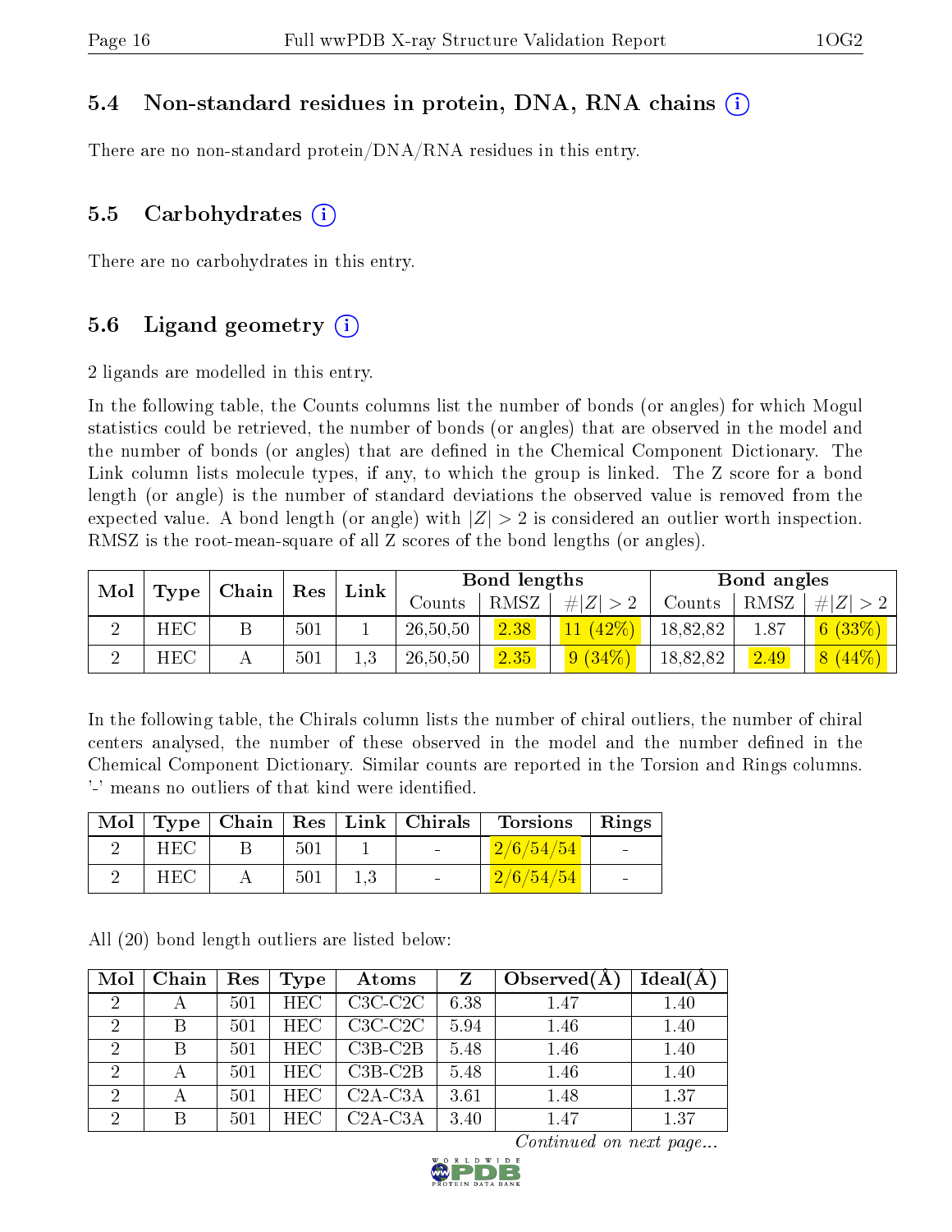### 5.4 Non-standard residues in protein, DNA, RNA chains

There are no non-standard protein/DNA/RNA residues in this entry.

### 5.5 Carbohydrates

There are no carbohydrates in this entry.

### 5.6 Ligand geometry

2 ligands are modelled in this entry.

In the following table, the Counts columns list the number of bonds (or angles) for which Mogul statistics could be retrieved, the number of bonds (or angles) that are observed in the model and the number of bonds (or angles) that are defined in the Chemical Component Dictionary. The Link column lists molecule types, if any, to which the group is linked. The Z score for a bond length (or angle) is the number of standard deviations the observed value is removed from the expected value. A bond length (or angle) with $|Z| > 2$ is considered an outlier worth inspection. RMSZ is the root-mean-square of all Z scores of the bond lengths (or angles).

| Mol | Type | Chain | Res | Link | Bond lengths | | | Bond angles | | |
|---|---|---|---|---|---|---|---|---|---|---|
| | | | | | Counts | RMSZ | $\#\|Z\|>2$ | Counts | RMSZ | $\#\|Z\|>2$ |
| 2 | HEC | B | 501 | 1 | 26,50,50 | 2.38 | 11 (42%) | 18,82,82 | 1.87 | 6 (33%) |
| 2 | HEC | A | 501 | 1,3 | 26,50,50 | 2.35 | 9 (34%) | 18,82,82 | 2.49 | 8 (44%) |

In the following table, the Chirals column lists the number of chiral outliers, the number of chiral centers analysed, the number of these observed in the model and the number defined in the Chemical Component Dictionary. Similar counts are reported in the Torsion and Rings columns. '-' means no outliers of that kind were identified.

| Mol | Type | Chain | Res | Link | Chirals | Torsions | Rings |
|---|---|---|---|---|---|---|---|
| 2 | HEC | B | 501 | 1 | - | 2/6/54/54 | - |
| 2 | HEC | A | 501 | 1,3 | - | 2/6/54/54 | - |

All (20) bond length outliers are listed below:

| Mol | Chain | Res | Type | Atoms | Z | Observed(Å) | Ideal(Å) |
|---|---|---|---|---|---|---|---|
| 2 | A | 501 | HEC | C3C-C2C | 6.38 | 1.47 | 1.40 |
| 2 | B | 501 | HEC | C3C-C2C | 5.94 | 1.46 | 1.40 |
| 2 | B | 501 | HEC | C3B-C2B | 5.48 | 1.46 | 1.40 |
| 2 | A | 501 | HEC | C3B-C2B | 5.48 | 1.46 | 1.40 |
| 2 | A | 501 | HEC | C2A-C3A | 3.61 | 1.48 | 1.37 |
| 2 | B | 501 | HEC | C2A-C3A | 3.40 | 1.47 | 1.37 |

*Continued on next page...*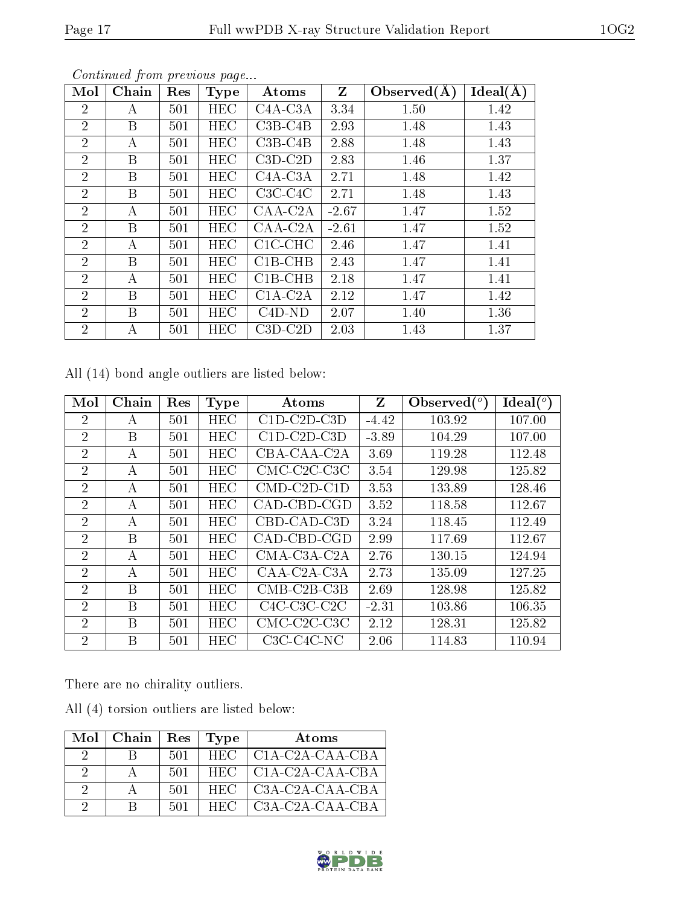*Continued from previous page...*

| Mol | Chain | Res | Type | Atoms | Z | Observed(Å) | Ideal(Å) |
|---|---|---|---|---|---|---|---|
| 2 | A | 501 | HEC | C4A-C3A | 3.34 | 1.50 | 1.42 |
| 2 | B | 501 | HEC | C3B-C4B | 2.93 | 1.48 | 1.43 |
| 2 | A | 501 | HEC | C3B-C4B | 2.88 | 1.48 | 1.43 |
| 2 | B | 501 | HEC | C3D-C2D | 2.83 | 1.46 | 1.37 |
| 2 | B | 501 | HEC | C4A-C3A | 2.71 | 1.48 | 1.42 |
| 2 | B | 501 | HEC | C3C-C4C | 2.71 | 1.48 | 1.43 |
| 2 | A | 501 | HEC | CAA-C2A | -2.67 | 1.47 | 1.52 |
| 2 | B | 501 | HEC | CAA-C2A | -2.61 | 1.47 | 1.52 |
| 2 | A | 501 | HEC | C1C-CHC | 2.46 | 1.47 | 1.41 |
| 2 | B | 501 | HEC | C1B-CHB | 2.43 | 1.47 | 1.41 |
| 2 | A | 501 | HEC | C1B-CHB | 2.18 | 1.47 | 1.41 |
| 2 | B | 501 | HEC | C1A-C2A | 2.12 | 1.47 | 1.42 |
| 2 | B | 501 | HEC | C4D-ND | 2.07 | 1.40 | 1.36 |
| 2 | A | 501 | HEC | C3D-C2D | 2.03 | 1.43 | 1.37 |

All (14) bond angle outliers are listed below:

| Mol | Chain | Res | Type | Atoms | Z | Observed(°) | Ideal(°) |
|---|---|---|---|---|---|---|---|
| 2 | A | 501 | HEC | C1D-C2D-C3D | -4.42 | 103.92 | 107.00 |
| 2 | B | 501 | HEC | C1D-C2D-C3D | -3.89 | 104.29 | 107.00 |
| 2 | A | 501 | HEC | CBA-CAA-C2A | 3.69 | 119.28 | 112.48 |
| 2 | A | 501 | HEC | CMC-C2C-C3C | 3.54 | 129.98 | 125.82 |
| 2 | A | 501 | HEC | CMD-C2D-C1D | 3.53 | 133.89 | 128.46 |
| 2 | A | 501 | HEC | CAD-CBD-CGD | 3.52 | 118.58 | 112.67 |
| 2 | A | 501 | HEC | CBD-CAD-C3D | 3.24 | 118.45 | 112.49 |
| 2 | B | 501 | HEC | CAD-CBD-CGD | 2.99 | 117.69 | 112.67 |
| 2 | A | 501 | HEC | CMA-C3A-C2A | 2.76 | 130.15 | 124.94 |
| 2 | A | 501 | HEC | CAA-C2A-C3A | 2.73 | 135.09 | 127.25 |
| 2 | B | 501 | HEC | CMB-C2B-C3B | 2.69 | 128.98 | 125.82 |
| 2 | B | 501 | HEC | C4C-C3C-C2C | -2.31 | 103.86 | 106.35 |
| 2 | B | 501 | HEC | CMC-C2C-C3C | 2.12 | 128.31 | 125.82 |
| 2 | B | 501 | HEC | C3C-C4C-NC | 2.06 | 114.83 | 110.94 |

There are no chirality outliers.

All (4) torsion outliers are listed below:

| Mol | Chain | Res | Type | Atoms |
|---|---|---|---|---|
| 2 | B | 501 | HEC | C1A-C2A-CAA-CBA |
| 2 | A | 501 | HEC | C1A-C2A-CAA-CBA |
| 2 | A | 501 | HEC | C3A-C2A-CAA-CBA |
| 2 | B | 501 | HEC | C3A-C2A-CAA-CBA |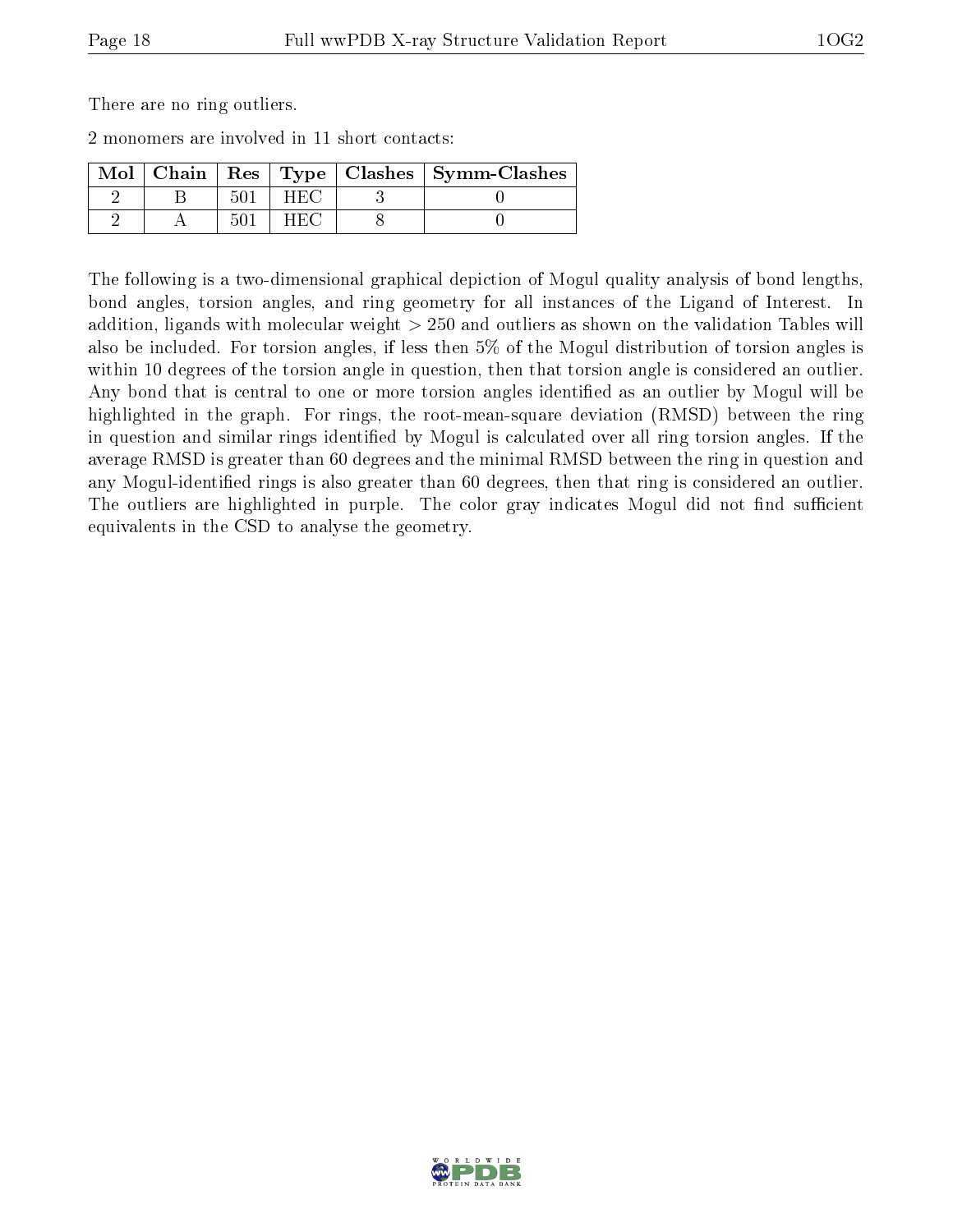There are no ring outliers.

2 monomers are involved in 11 short contacts:

| Mol | Chain | Res | Type | Clashes | Symm-Clashes |
|---|---|---|---|---|---|
| 2 | B | 501 | HEC | 3 | 0 |
| 2 | A | 501 | HEC | 8 | 0 |

The following is a two-dimensional graphical depiction of Mogul quality analysis of bond lengths, bond angles, torsion angles, and ring geometry for all instances of the Ligand of Interest. In addition, ligands with molecular weight > 250 and outliers as shown on the validation Tables will also be included. For torsion angles, if less then 5% of the Mogul distribution of torsion angles is within 10 degrees of the torsion angle in question, then that torsion angle is considered an outlier. Any bond that is central to one or more torsion angles identified as an outlier by Mogul will be highlighted in the graph. For rings, the root-mean-square deviation (RMSD) between the ring in question and similar rings identified by Mogul is calculated over all ring torsion angles. If the average RMSD is greater than 60 degrees and the minimal RMSD between the ring in question and any Mogul-identified rings is also greater than 60 degrees, then that ring is considered an outlier. The outliers are highlighted in purple. The color gray indicates Mogul did not find sufficient equivalents in the CSD to analyse the geometry.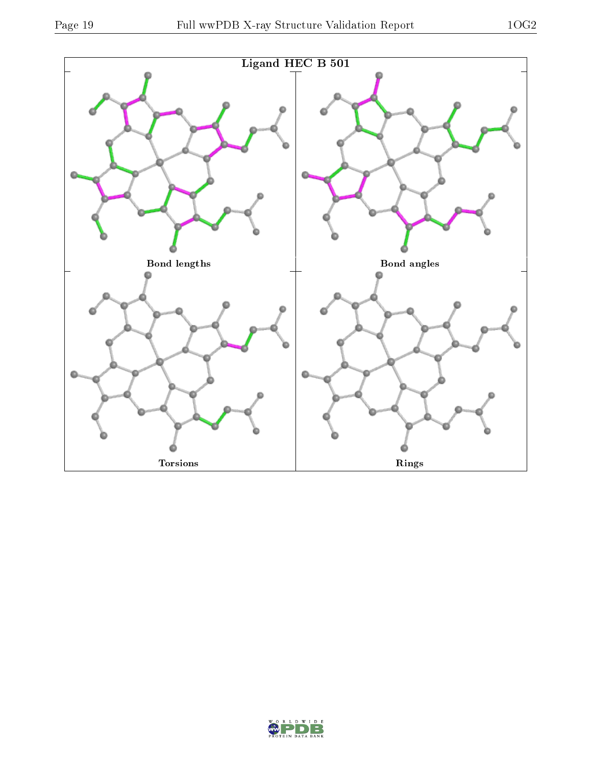**Ligand HEC B 501**

| Bond lengths | Bond angles |
|---|---|
| Torsions | Rings |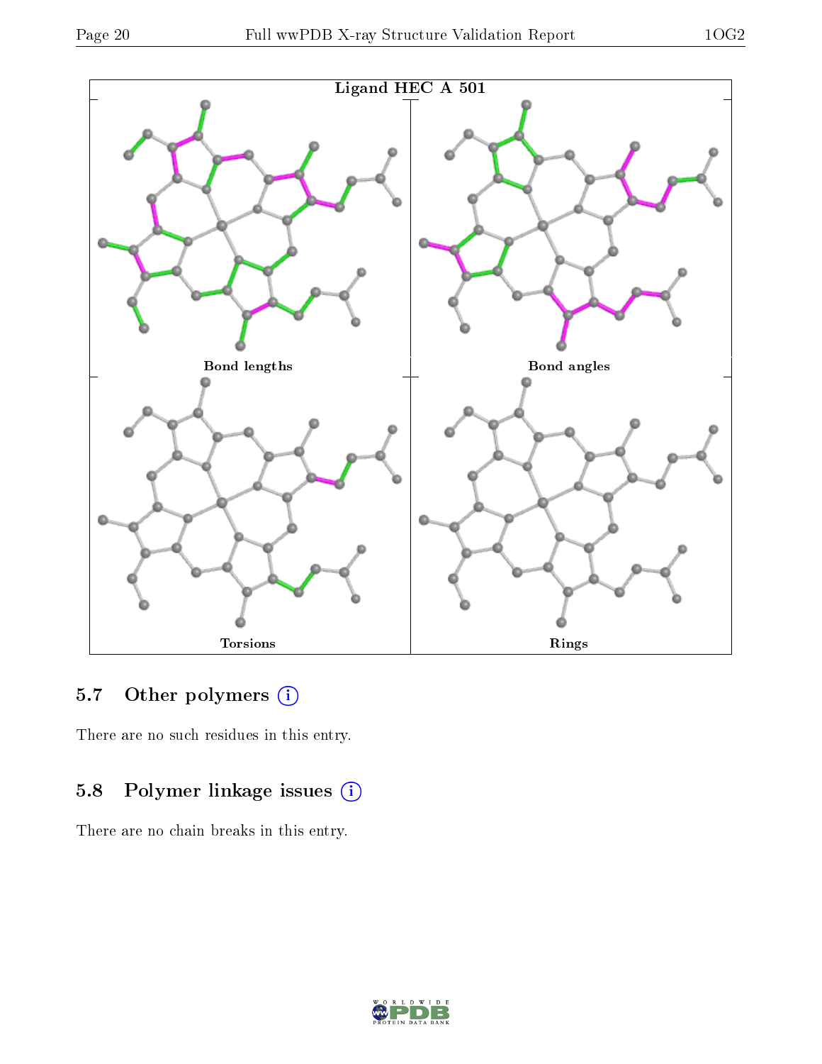Ligand HEC A 501

Bond lengths

Bond angles

Torsions

Rings

## 5.7 Other polymers

There are no such residues in this entry.

## 5.8 Polymer linkage issues

There are no chain breaks in this entry.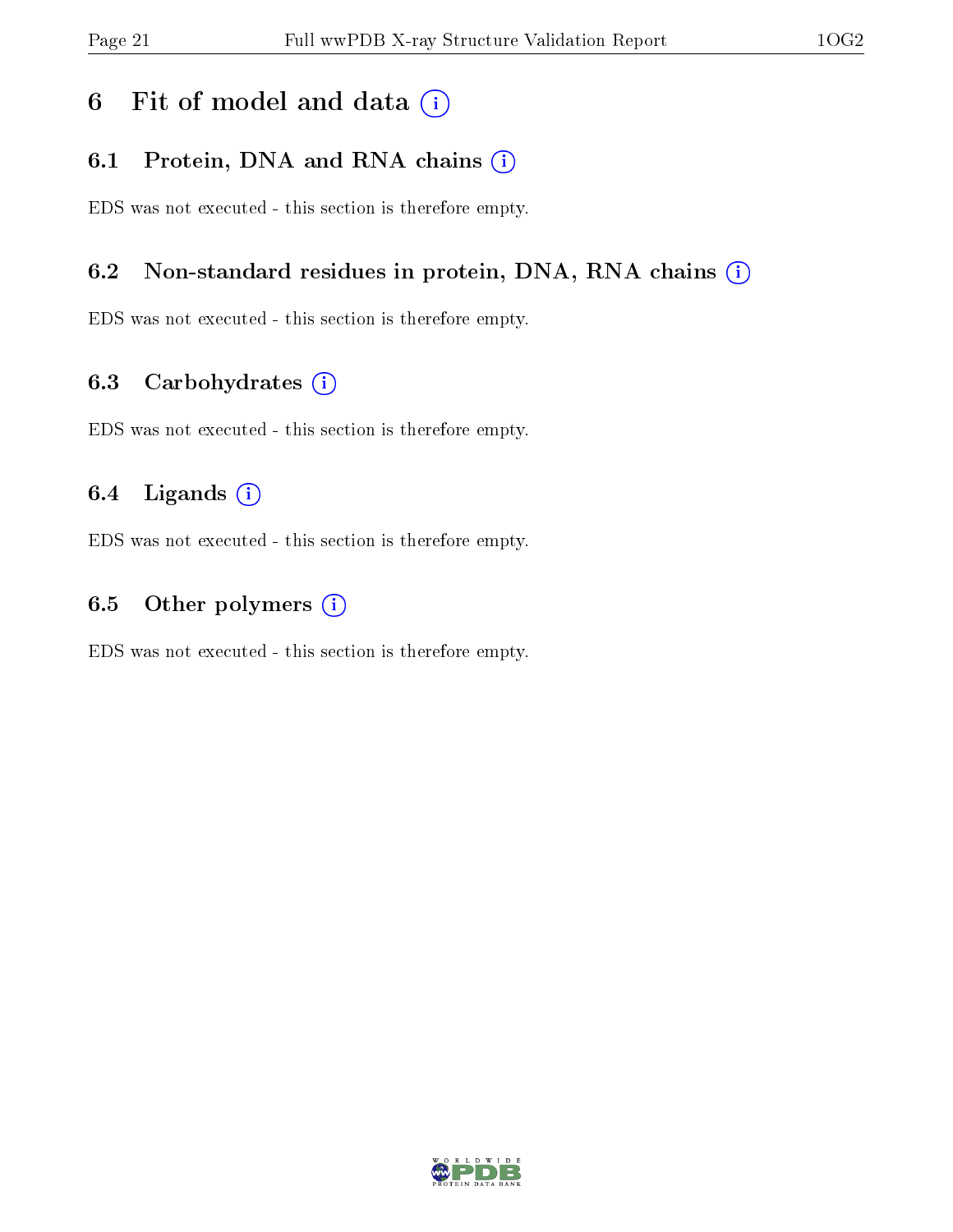# 6 Fit of model and data

## 6.1 Protein, DNA and RNA chains

EDS was not executed - this section is therefore empty.

## 6.2 Non-standard residues in protein, DNA, RNA chains

EDS was not executed - this section is therefore empty.

## 6.3 Carbohydrates

EDS was not executed - this section is therefore empty.

## 6.4 Ligands

EDS was not executed - this section is therefore empty.

## 6.5 Other polymers

EDS was not executed - this section is therefore empty.